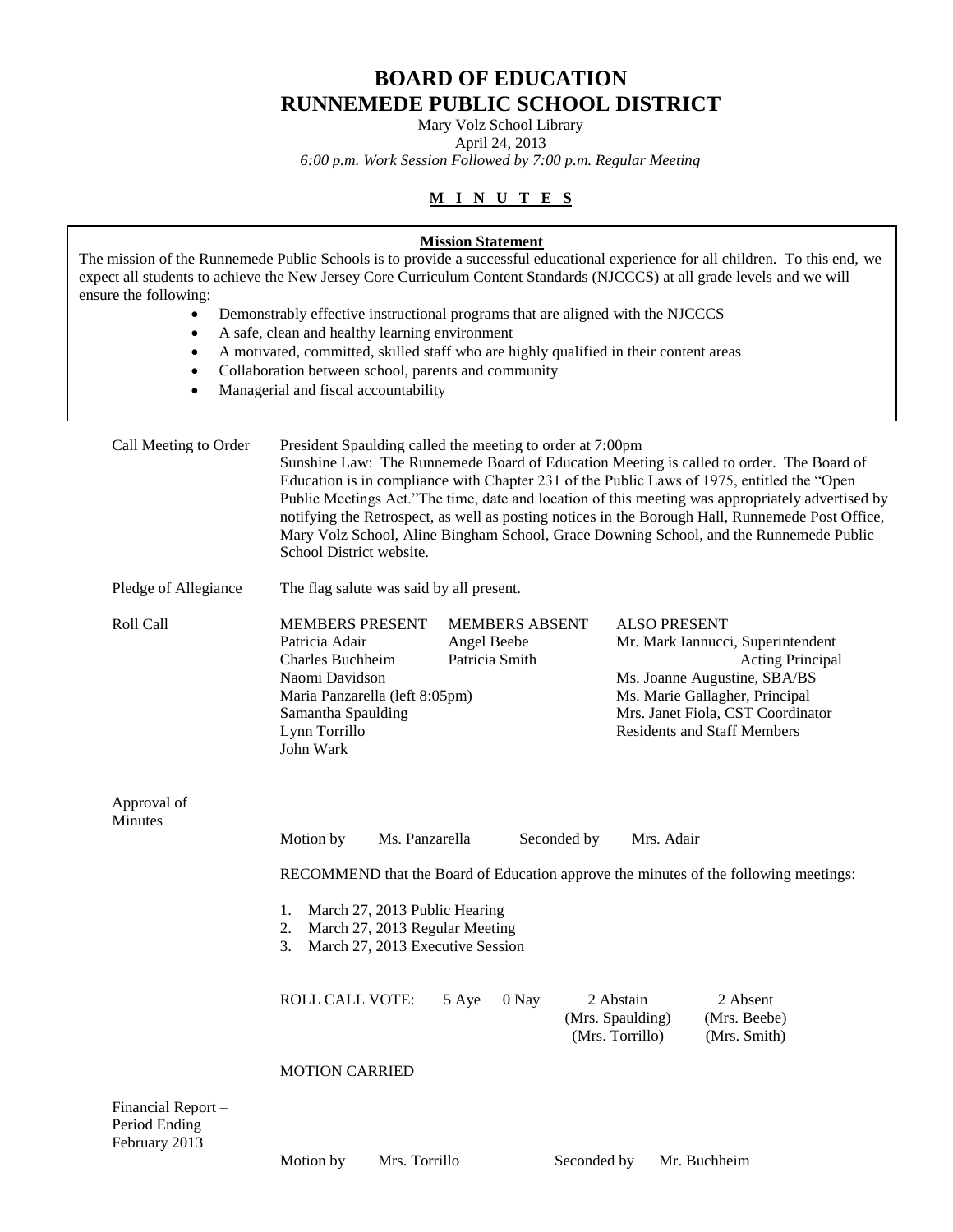# BOARD OF EDUCATION
# RUNNEMEDE PUBLIC SCHOOL DISTRICT

Mary Volz School Library
April 24, 2013
*6:00 p.m. Work Session Followed by 7:00 p.m. Regular Meeting*

**M I N U T E S**

**Mission Statement**

The mission of the Runnemede Public Schools is to provide a successful educational experience for all children. To this end, we expect all students to achieve the New Jersey Core Curriculum Content Standards (NJCCCS) at all grade levels and we will ensure the following:

- Demonstrably effective instructional programs that are aligned with the NJCCCS
- A safe, clean and healthy learning environment
- A motivated, committed, skilled staff who are highly qualified in their content areas
- Collaboration between school, parents and community
- Managerial and fiscal accountability

**Call Meeting to Order**

President Spaulding called the meeting to order at 7:00pm
Sunshine Law: The Runnemede Board of Education Meeting is called to order. The Board of Education is in compliance with Chapter 231 of the Public Laws of 1975, entitled the "Open Public Meetings Act."The time, date and location of this meeting was appropriately advertised by notifying the Retrospect, as well as posting notices in the Borough Hall, Runnemede Post Office, Mary Volz School, Aline Bingham School, Grace Downing School, and the Runnemede Public School District website.

**Pledge of Allegiance**

The flag salute was said by all present.

**Roll Call**

| MEMBERS PRESENT | MEMBERS ABSENT | ALSO PRESENT |
|---|---|---|
| Patricia Adair | Angel Beebe | Mr. Mark Iannucci, Superintendent |
| Charles Buchheim | Patricia Smith | Acting Principal |
| Naomi Davidson | | Ms. Joanne Augustine, SBA/BS |
| Maria Panzarella (left 8:05pm) | | Ms. Marie Gallagher, Principal |
| Samantha Spaulding | | Mrs. Janet Fiola, CST Coordinator |
| Lynn Torrillo | | Residents and Staff Members |
| John Wark | | |

**Approval of Minutes**

Motion by Ms. Panzarella Seconded by Mrs. Adair

RECOMMEND that the Board of Education approve the minutes of the following meetings:

1. March 27, 2013 Public Hearing
2. March 27, 2013 Regular Meeting
3. March 27, 2013 Executive Session

ROLL CALL VOTE: 5 Aye 0 Nay 2 Abstain (Mrs. Spaulding) (Mrs. Torrillo) 2 Absent (Mrs. Beebe) (Mrs. Smith)

MOTION CARRIED

**Financial Report – Period Ending February 2013**

Motion by Mrs. Torrillo Seconded by Mr. Buchheim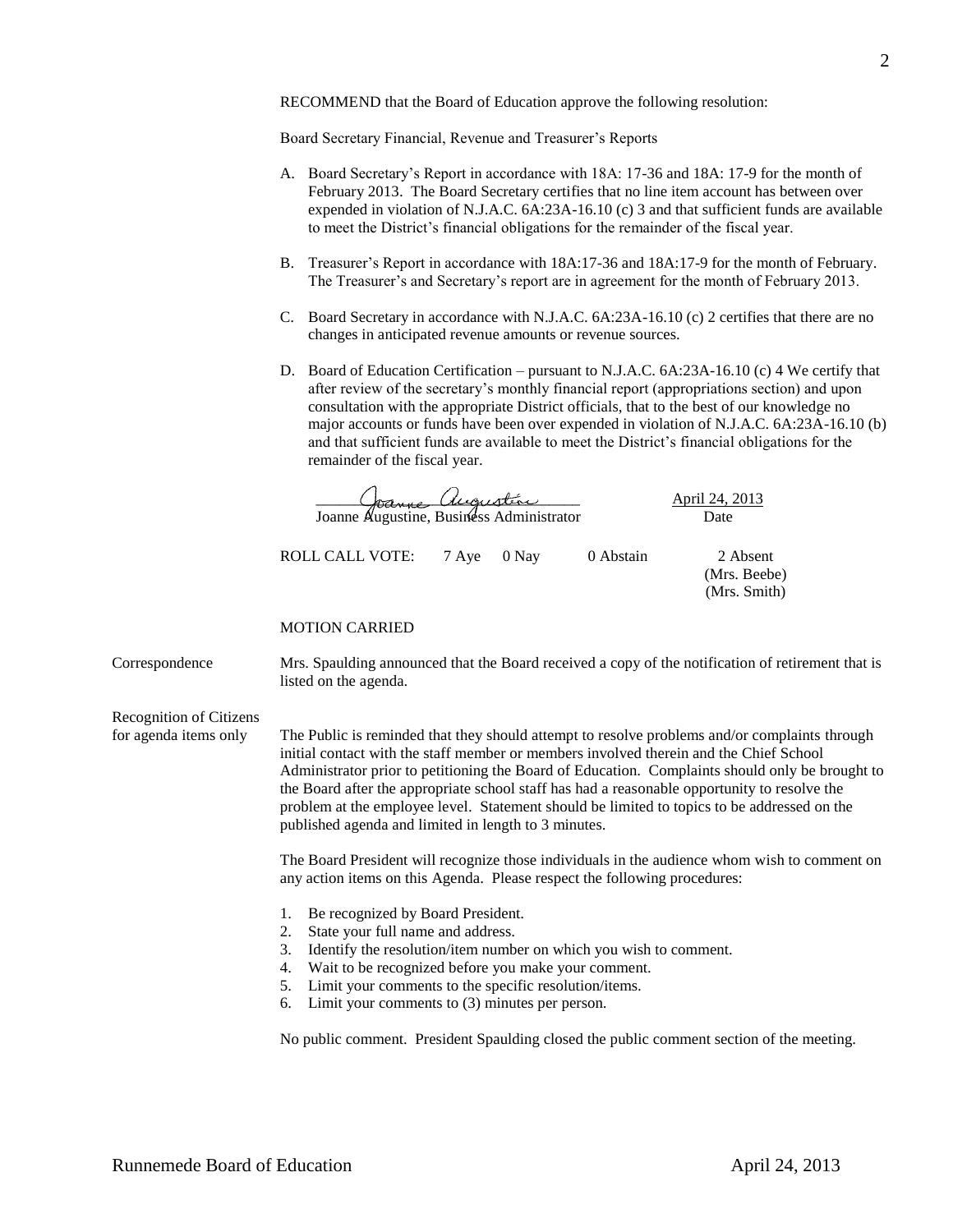RECOMMEND that the Board of Education approve the following resolution:

Board Secretary Financial, Revenue and Treasurer's Reports

A. Board Secretary's Report in accordance with 18A: 17-36 and 18A: 17-9 for the month of February 2013. The Board Secretary certifies that no line item account has between over expended in violation of N.J.A.C. 6A:23A-16.10 (c) 3 and that sufficient funds are available to meet the District's financial obligations for the remainder of the fiscal year.

B. Treasurer's Report in accordance with 18A:17-36 and 18A:17-9 for the month of February. The Treasurer's and Secretary's report are in agreement for the month of February 2013.

C. Board Secretary in accordance with N.J.A.C. 6A:23A-16.10 (c) 2 certifies that there are no changes in anticipated revenue amounts or revenue sources.

D. Board of Education Certification – pursuant to N.J.A.C. 6A:23A-16.10 (c) 4 We certify that after review of the secretary's monthly financial report (appropriations section) and upon consultation with the appropriate District officials, that to the best of our knowledge no major accounts or funds have been over expended in violation of N.J.A.C. 6A:23A-16.10 (b) and that sufficient funds are available to meet the District's financial obligations for the remainder of the fiscal year.

Joanne Augustine, Business Administrator — April 24, 2013 (Date)

ROLL CALL VOTE: 7 Aye 0 Nay 0 Abstain 2 Absent (Mrs. Beebe) (Mrs. Smith)

MOTION CARRIED

**Correspondence**

Mrs. Spaulding announced that the Board received a copy of the notification of retirement that is listed on the agenda.

**Recognition of Citizens for agenda items only**

The Public is reminded that they should attempt to resolve problems and/or complaints through initial contact with the staff member or members involved therein and the Chief School Administrator prior to petitioning the Board of Education. Complaints should only be brought to the Board after the appropriate school staff has had a reasonable opportunity to resolve the problem at the employee level. Statement should be limited to topics to be addressed on the published agenda and limited in length to 3 minutes.

The Board President will recognize those individuals in the audience whom wish to comment on any action items on this Agenda. Please respect the following procedures:

1. Be recognized by Board President.
2. State your full name and address.
3. Identify the resolution/item number on which you wish to comment.
4. Wait to be recognized before you make your comment.
5. Limit your comments to the specific resolution/items.
6. Limit your comments to (3) minutes per person.

No public comment. President Spaulding closed the public comment section of the meeting.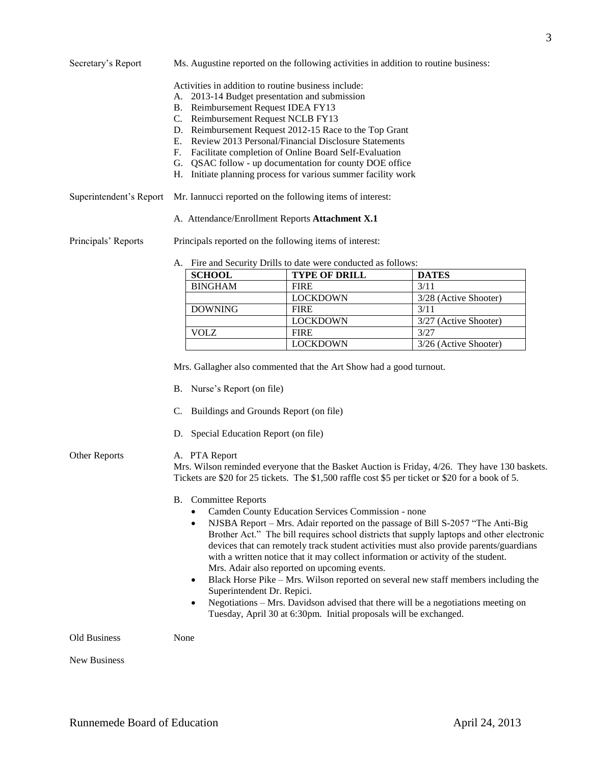**Secretary's Report**

Ms. Augustine reported on the following activities in addition to routine business:

Activities in addition to routine business include:

A. 2013-14 Budget presentation and submission
B. Reimbursement Request IDEA FY13
C. Reimbursement Request NCLB FY13
D. Reimbursement Request 2012-15 Race to the Top Grant
E. Review 2013 Personal/Financial Disclosure Statements
F. Facilitate completion of Online Board Self-Evaluation
G. QSAC follow - up documentation for county DOE office
H. Initiate planning process for various summer facility work

**Superintendent's Report**

Mr. Iannucci reported on the following items of interest:

A. Attendance/Enrollment Reports **Attachment X.1**

**Principals' Reports**

Principals reported on the following items of interest:

A. Fire and Security Drills to date were conducted as follows:

| SCHOOL | TYPE OF DRILL | DATES |
|---|---|---|
| BINGHAM | FIRE | 3/11 |
| | LOCKDOWN | 3/28 (Active Shooter) |
| DOWNING | FIRE | 3/11 |
| | LOCKDOWN | 3/27 (Active Shooter) |
| VOLZ | FIRE | 3/27 |
| | LOCKDOWN | 3/26 (Active Shooter) |

Mrs. Gallagher also commented that the Art Show had a good turnout.

B. Nurse's Report (on file)

C. Buildings and Grounds Report (on file)

D. Special Education Report (on file)

**Other Reports**

A. PTA Report
Mrs. Wilson reminded everyone that the Basket Auction is Friday, 4/26. They have 130 baskets. Tickets are $20 for 25 tickets. The $1,500 raffle cost $5 per ticket or $20 for a book of 5.

B. Committee Reports

- Camden County Education Services Commission - none
- NJSBA Report – Mrs. Adair reported on the passage of Bill S-2057 "The Anti-Big Brother Act." The bill requires school districts that supply laptops and other electronic devices that can remotely track student activities must also provide parents/guardians with a written notice that it may collect information or activity of the student. Mrs. Adair also reported on upcoming events.
- Black Horse Pike – Mrs. Wilson reported on several new staff members including the Superintendent Dr. Repici.
- Negotiations – Mrs. Davidson advised that there will be a negotiations meeting on Tuesday, April 30 at 6:30pm. Initial proposals will be exchanged.

**Old Business**

None

**New Business**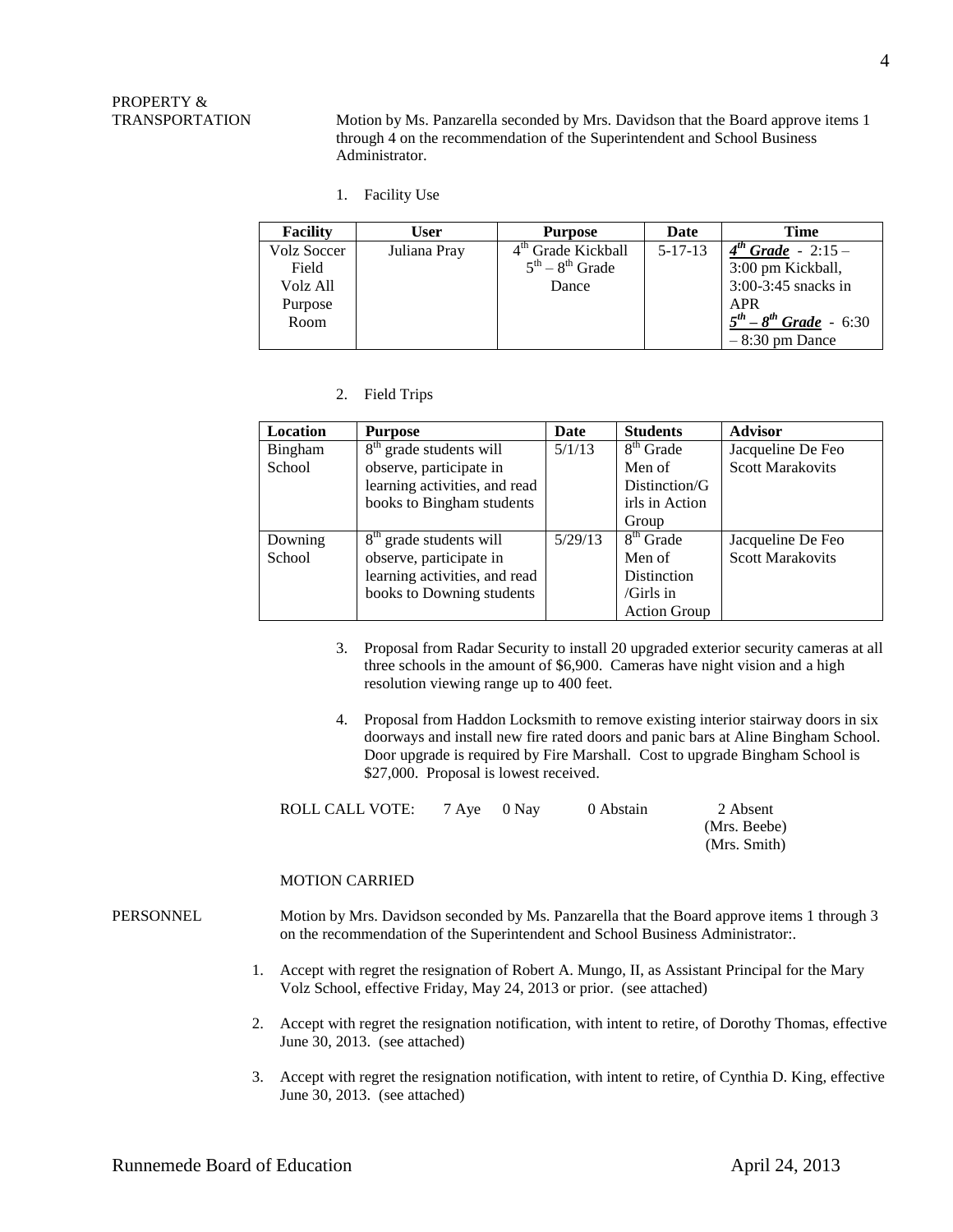PROPERTY & TRANSPORTATION

Motion by Ms. Panzarella seconded by Mrs. Davidson that the Board approve items 1 through 4 on the recommendation of the Superintendent and School Business Administrator.

1. Facility Use

| Facility | User | Purpose | Date | Time |
|---|---|---|---|---|
| Volz Soccer Field Volz All Purpose Room | Juliana Pray | 4th Grade Kickball 5th – 8th Grade Dance | 5-17-13 | ***4th Grade*** - 2:15 – 3:00 pm Kickball, 3:00-3:45 snacks in APR ***5th – 8th Grade*** - 6:30 – 8:30 pm Dance |

2. Field Trips

| Location | Purpose | Date | Students | Advisor |
|---|---|---|---|---|
| Bingham School | 8th grade students will observe, participate in learning activities, and read books to Bingham students | 5/1/13 | 8th Grade Men of Distinction/Girls in Action Group | Jacqueline De Feo Scott Marakovits |
| Downing School | 8th grade students will observe, participate in learning activities, and read books to Downing students | 5/29/13 | 8th Grade Men of Distinction /Girls in Action Group | Jacqueline De Feo Scott Marakovits |

3. Proposal from Radar Security to install 20 upgraded exterior security cameras at all three schools in the amount of $6,900. Cameras have night vision and a high resolution viewing range up to 400 feet.

4. Proposal from Haddon Locksmith to remove existing interior stairway doors in six doorways and install new fire rated doors and panic bars at Aline Bingham School. Door upgrade is required by Fire Marshall. Cost to upgrade Bingham School is $27,000. Proposal is lowest received.

ROLL CALL VOTE: 7 Aye 0 Nay 0 Abstain 2 Absent (Mrs. Beebe) (Mrs. Smith)

MOTION CARRIED

PERSONNEL

Motion by Mrs. Davidson seconded by Ms. Panzarella that the Board approve items 1 through 3 on the recommendation of the Superintendent and School Business Administrator:.

1. Accept with regret the resignation of Robert A. Mungo, II, as Assistant Principal for the Mary Volz School, effective Friday, May 24, 2013 or prior. (see attached)

2. Accept with regret the resignation notification, with intent to retire, of Dorothy Thomas, effective June 30, 2013. (see attached)

3. Accept with regret the resignation notification, with intent to retire, of Cynthia D. King, effective June 30, 2013. (see attached)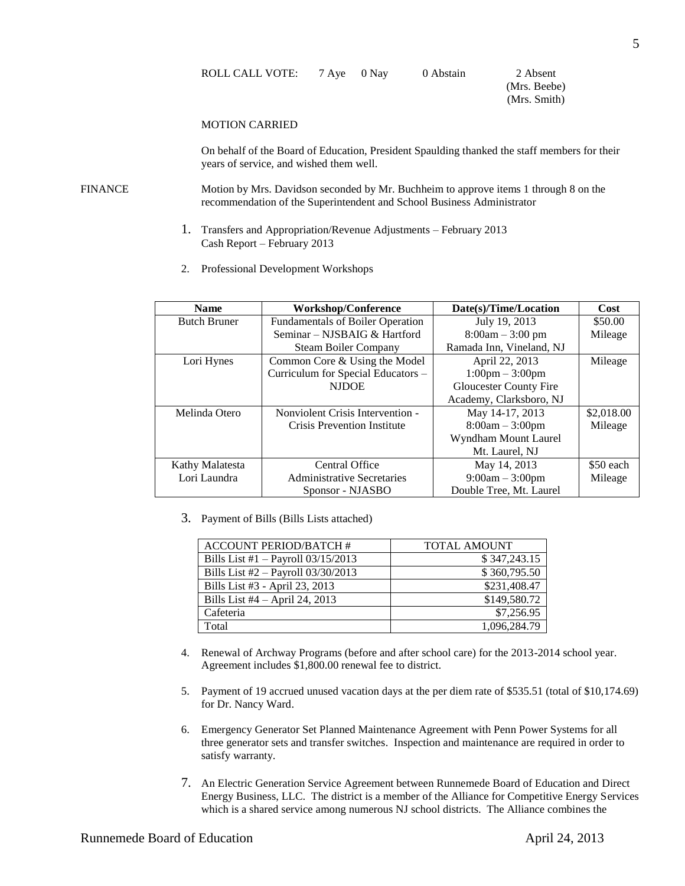ROLL CALL VOTE: 7 Aye 0 Nay 0 Abstain 2 Absent
(Mrs. Beebe)
(Mrs. Smith)

MOTION CARRIED

On behalf of the Board of Education, President Spaulding thanked the staff members for their years of service, and wished them well.

FINANCE

Motion by Mrs. Davidson seconded by Mr. Buchheim to approve items 1 through 8 on the recommendation of the Superintendent and School Business Administrator

1. Transfers and Appropriation/Revenue Adjustments – February 2013
   Cash Report – February 2013

2. Professional Development Workshops

| Name | Workshop/Conference | Date(s)/Time/Location | Cost |
|---|---|---|---|
| Butch Bruner | Fundamentals of Boiler Operation Seminar – NJSBAIG & Hartford Steam Boiler Company | July 19, 2013<br>8:00am – 3:00 pm<br>Ramada Inn, Vineland, NJ | $50.00<br>Mileage |
| Lori Hynes | Common Core & Using the Model Curriculum for Special Educators – NJDOE | April 22, 2013<br>1:00pm – 3:00pm<br>Gloucester County Fire Academy, Clarksboro, NJ | Mileage |
| Melinda Otero | Nonviolent Crisis Intervention - Crisis Prevention Institute | May 14-17, 2013<br>8:00am – 3:00pm<br>Wyndham Mount Laurel<br>Mt. Laurel, NJ | $2,018.00<br>Mileage |
| Kathy Malatesta<br>Lori Laundra | Central Office Administrative Secretaries Sponsor - NJASBO | May 14, 2013<br>9:00am – 3:00pm<br>Double Tree, Mt. Laurel | $50 each<br>Mileage |

3. Payment of Bills (Bills Lists attached)

| ACCOUNT PERIOD/BATCH # | TOTAL AMOUNT |
|---|---|
| Bills List #1 – Payroll 03/15/2013 | $ 347,243.15 |
| Bills List #2 – Payroll 03/30/2013 | $ 360,795.50 |
| Bills List #3 - April 23, 2013 | $231,408.47 |
| Bills List #4 – April 24, 2013 | $149,580.72 |
| Cafeteria | $7,256.95 |
| Total | 1,096,284.79 |

4. Renewal of Archway Programs (before and after school care) for the 2013-2014 school year. Agreement includes $1,800.00 renewal fee to district.

5. Payment of 19 accrued unused vacation days at the per diem rate of $535.51 (total of $10,174.69) for Dr. Nancy Ward.

6. Emergency Generator Set Planned Maintenance Agreement with Penn Power Systems for all three generator sets and transfer switches. Inspection and maintenance are required in order to satisfy warranty.

7. An Electric Generation Service Agreement between Runnemede Board of Education and Direct Energy Business, LLC. The district is a member of the Alliance for Competitive Energy Services which is a shared service among numerous NJ school districts. The Alliance combines the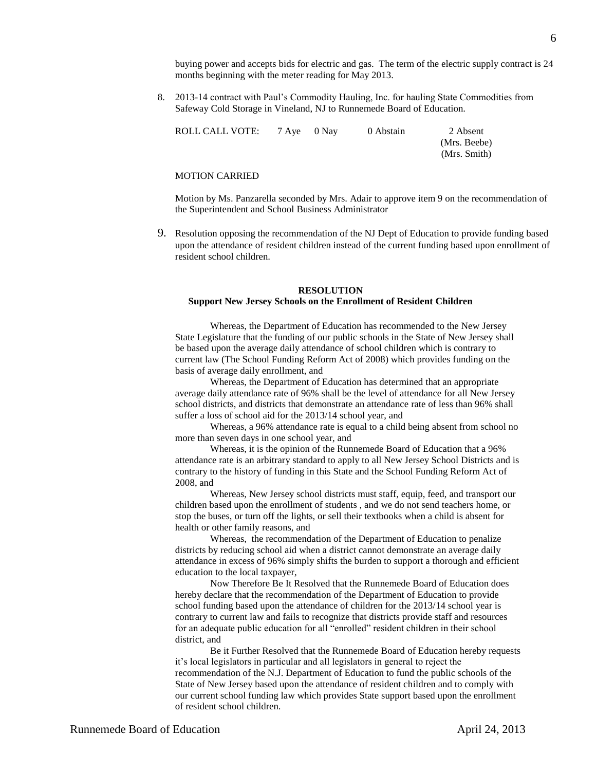buying power and accepts bids for electric and gas. The term of the electric supply contract is 24 months beginning with the meter reading for May 2013.

8. 2013-14 contract with Paul's Commodity Hauling, Inc. for hauling State Commodities from Safeway Cold Storage in Vineland, NJ to Runnemede Board of Education.

| ROLL CALL VOTE: | 7 Aye | 0 Nay | 0 Abstain | 2 Absent<br>(Mrs. Beebe)<br>(Mrs. Smith) |
|---|---|---|---|---|

MOTION CARRIED

Motion by Ms. Panzarella seconded by Mrs. Adair to approve item 9 on the recommendation of the Superintendent and School Business Administrator

9. Resolution opposing the recommendation of the NJ Dept of Education to provide funding based upon the attendance of resident children instead of the current funding based upon enrollment of resident school children.

**RESOLUTION**
**Support New Jersey Schools on the Enrollment of Resident Children**

Whereas, the Department of Education has recommended to the New Jersey State Legislature that the funding of our public schools in the State of New Jersey shall be based upon the average daily attendance of school children which is contrary to current law (The School Funding Reform Act of 2008) which provides funding on the basis of average daily enrollment, and

Whereas, the Department of Education has determined that an appropriate average daily attendance rate of 96% shall be the level of attendance for all New Jersey school districts, and districts that demonstrate an attendance rate of less than 96% shall suffer a loss of school aid for the 2013/14 school year, and

Whereas, a 96% attendance rate is equal to a child being absent from school no more than seven days in one school year, and

Whereas, it is the opinion of the Runnemede Board of Education that a 96% attendance rate is an arbitrary standard to apply to all New Jersey School Districts and is contrary to the history of funding in this State and the School Funding Reform Act of 2008, and

Whereas, New Jersey school districts must staff, equip, feed, and transport our children based upon the enrollment of students , and we do not send teachers home, or stop the buses, or turn off the lights, or sell their textbooks when a child is absent for health or other family reasons, and

Whereas, the recommendation of the Department of Education to penalize districts by reducing school aid when a district cannot demonstrate an average daily attendance in excess of 96% simply shifts the burden to support a thorough and efficient education to the local taxpayer,

Now Therefore Be It Resolved that the Runnemede Board of Education does hereby declare that the recommendation of the Department of Education to provide school funding based upon the attendance of children for the 2013/14 school year is contrary to current law and fails to recognize that districts provide staff and resources for an adequate public education for all "enrolled" resident children in their school district, and

Be it Further Resolved that the Runnemede Board of Education hereby requests it's local legislators in particular and all legislators in general to reject the recommendation of the N.J. Department of Education to fund the public schools of the State of New Jersey based upon the attendance of resident children and to comply with our current school funding law which provides State support based upon the enrollment of resident school children.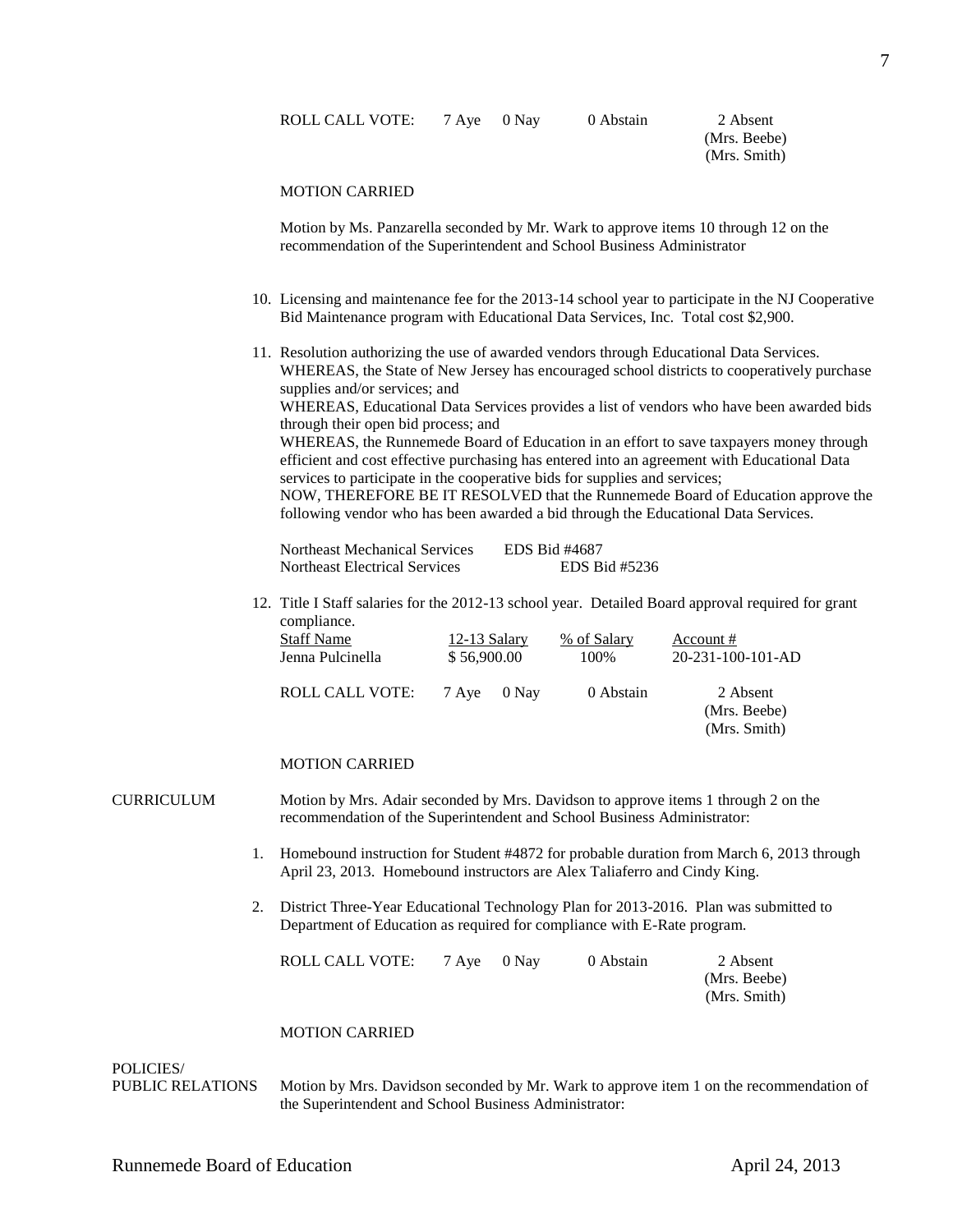| ROLL CALL VOTE: | 7 Aye | 0 Nay | 0 Abstain | 2 Absent (Mrs. Beebe) (Mrs. Smith) |
|---|---|---|---|---|

MOTION CARRIED

Motion by Ms. Panzarella seconded by Mr. Wark to approve items 10 through 12 on the recommendation of the Superintendent and School Business Administrator

10. Licensing and maintenance fee for the 2013-14 school year to participate in the NJ Cooperative Bid Maintenance program with Educational Data Services, Inc. Total cost $2,900.

11. Resolution authorizing the use of awarded vendors through Educational Data Services.
    WHEREAS, the State of New Jersey has encouraged school districts to cooperatively purchase supplies and/or services; and
    WHEREAS, Educational Data Services provides a list of vendors who have been awarded bids through their open bid process; and
    WHEREAS, the Runnemede Board of Education in an effort to save taxpayers money through efficient and cost effective purchasing has entered into an agreement with Educational Data services to participate in the cooperative bids for supplies and services;
    NOW, THEREFORE BE IT RESOLVED that the Runnemede Board of Education approve the following vendor who has been awarded a bid through the Educational Data Services.

    | | |
    |---|---|
    | Northeast Mechanical Services | EDS Bid #4687 |
    | Northeast Electrical Services | EDS Bid #5236 |

12. Title I Staff salaries for the 2012-13 school year. Detailed Board approval required for grant compliance.

    | Staff Name | 12-13 Salary | % of Salary | Account # |
    |---|---|---|---|
    | Jenna Pulcinella | $ 56,900.00 | 100% | 20-231-100-101-AD |

| ROLL CALL VOTE: | 7 Aye | 0 Nay | 0 Abstain | 2 Absent (Mrs. Beebe) (Mrs. Smith) |
|---|---|---|---|---|

MOTION CARRIED

**CURRICULUM**

Motion by Mrs. Adair seconded by Mrs. Davidson to approve items 1 through 2 on the recommendation of the Superintendent and School Business Administrator:

1. Homebound instruction for Student #4872 for probable duration from March 6, 2013 through April 23, 2013. Homebound instructors are Alex Taliaferro and Cindy King.

2. District Three-Year Educational Technology Plan for 2013-2016. Plan was submitted to Department of Education as required for compliance with E-Rate program.

| ROLL CALL VOTE: | 7 Aye | 0 Nay | 0 Abstain | 2 Absent (Mrs. Beebe) (Mrs. Smith) |
|---|---|---|---|---|

MOTION CARRIED

**POLICIES/ PUBLIC RELATIONS**

Motion by Mrs. Davidson seconded by Mr. Wark to approve item 1 on the recommendation of the Superintendent and School Business Administrator: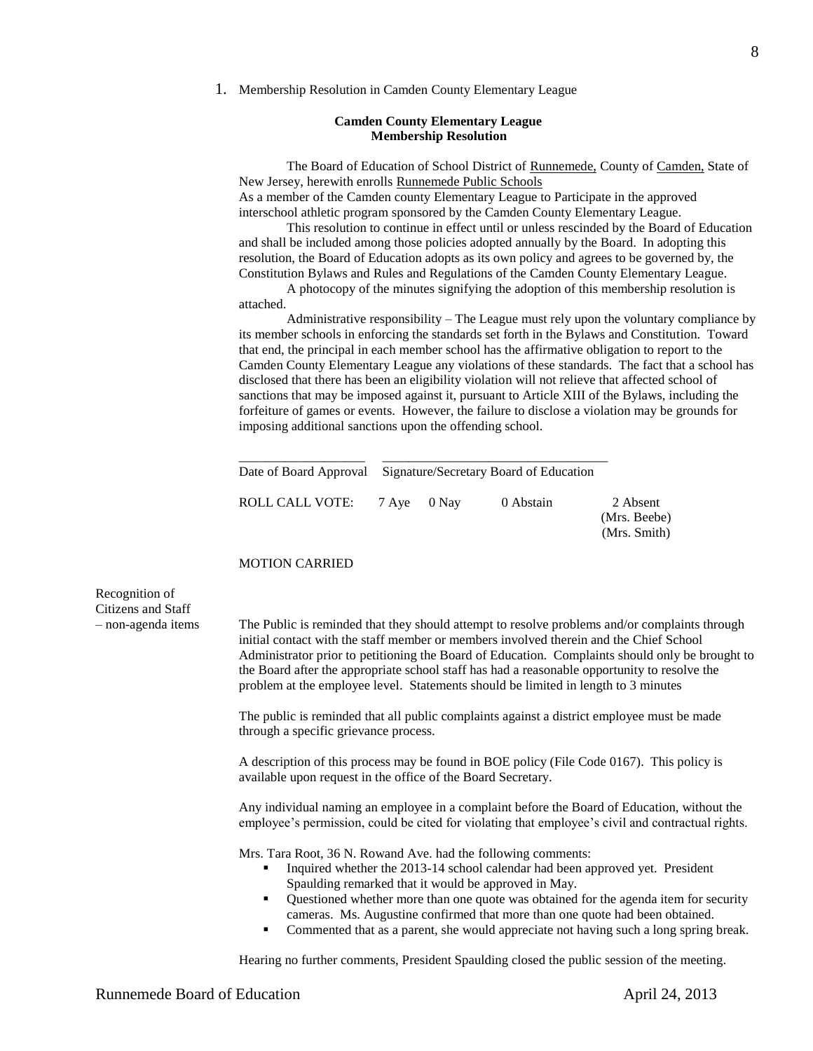1. Membership Resolution in Camden County Elementary League

**Camden County Elementary League**
**Membership Resolution**

The Board of Education of School District of Runnemede, County of Camden, State of New Jersey, herewith enrolls Runnemede Public Schools
As a member of the Camden county Elementary League to Participate in the approved interschool athletic program sponsored by the Camden County Elementary League.

This resolution to continue in effect until or unless rescinded by the Board of Education and shall be included among those policies adopted annually by the Board. In adopting this resolution, the Board of Education adopts as its own policy and agrees to be governed by, the Constitution Bylaws and Rules and Regulations of the Camden County Elementary League.

A photocopy of the minutes signifying the adoption of this membership resolution is attached.

Administrative responsibility – The League must rely upon the voluntary compliance by its member schools in enforcing the standards set forth in the Bylaws and Constitution. Toward that end, the principal in each member school has the affirmative obligation to report to the Camden County Elementary League any violations of these standards. The fact that a school has disclosed that there has been an eligibility violation will not relieve that affected school of sanctions that may be imposed against it, pursuant to Article XIII of the Bylaws, including the forfeiture of games or events. However, the failure to disclose a violation may be grounds for imposing additional sanctions upon the offending school.

\_\_\_\_\_\_\_\_\_\_\_\_\_\_\_\_\_\_\_\_ \_\_\_\_\_\_\_\_\_\_\_\_\_\_\_\_\_\_\_\_\_\_\_\_\_\_\_\_\_\_\_\_\_\_\_
Date of Board Approval Signature/Secretary Board of Education

ROLL CALL VOTE: 7 Aye 0 Nay 0 Abstain 2 Absent (Mrs. Beebe) (Mrs. Smith)

MOTION CARRIED

**Recognition of Citizens and Staff – non-agenda items**

The Public is reminded that they should attempt to resolve problems and/or complaints through initial contact with the staff member or members involved therein and the Chief School Administrator prior to petitioning the Board of Education. Complaints should only be brought to the Board after the appropriate school staff has had a reasonable opportunity to resolve the problem at the employee level. Statements should be limited in length to 3 minutes

The public is reminded that all public complaints against a district employee must be made through a specific grievance process.

A description of this process may be found in BOE policy (File Code 0167). This policy is available upon request in the office of the Board Secretary.

Any individual naming an employee in a complaint before the Board of Education, without the employee's permission, could be cited for violating that employee's civil and contractual rights.

Mrs. Tara Root, 36 N. Rowand Ave. had the following comments:

- Inquired whether the 2013-14 school calendar had been approved yet. President Spaulding remarked that it would be approved in May.
- Questioned whether more than one quote was obtained for the agenda item for security cameras. Ms. Augustine confirmed that more than one quote had been obtained.
- Commented that as a parent, she would appreciate not having such a long spring break.

Hearing no further comments, President Spaulding closed the public session of the meeting.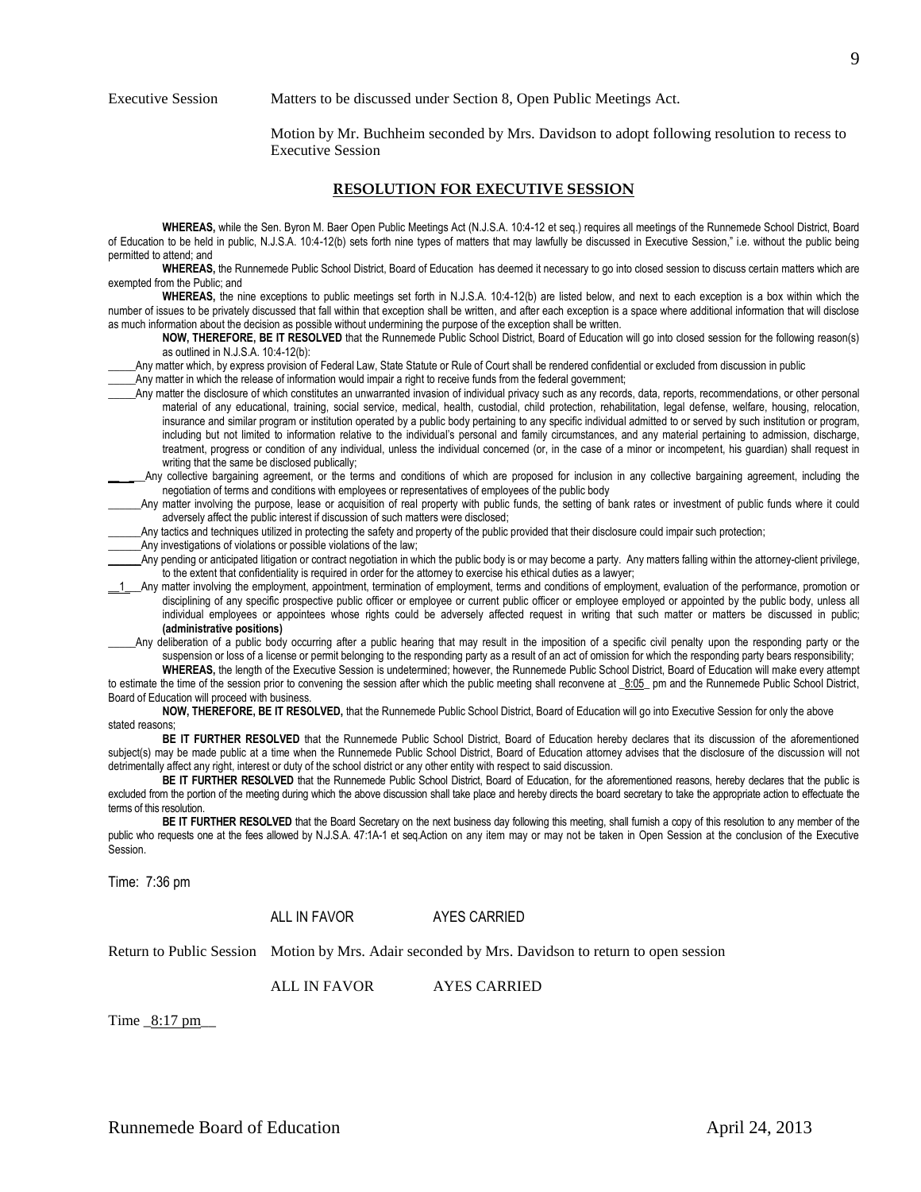Executive Session Matters to be discussed under Section 8, Open Public Meetings Act.

Motion by Mr. Buchheim seconded by Mrs. Davidson to adopt following resolution to recess to Executive Session

## RESOLUTION FOR EXECUTIVE SESSION

**WHEREAS,** while the Sen. Byron M. Baer Open Public Meetings Act (N.J.S.A. 10:4-12 et seq.) requires all meetings of the Runnemede School District, Board of Education to be held in public, N.J.S.A. 10:4-12(b) sets forth nine types of matters that may lawfully be discussed in Executive Session," i.e. without the public being permitted to attend; and

**WHEREAS,** the Runnemede Public School District, Board of Education has deemed it necessary to go into closed session to discuss certain matters which are exempted from the Public; and

**WHEREAS,** the nine exceptions to public meetings set forth in N.J.S.A. 10:4-12(b) are listed below, and next to each exception is a box within which the number of issues to be privately discussed that fall within that exception shall be written, and after each exception is a space where additional information that will disclose as much information about the decision as possible without undermining the purpose of the exception shall be written.

**NOW, THEREFORE, BE IT RESOLVED** that the Runnemede Public School District, Board of Education will go into closed session for the following reason(s) as outlined in N.J.S.A. 10:4-12(b):

_____Any matter which, by express provision of Federal Law, State Statute or Rule of Court shall be rendered confidential or excluded from discussion in public

_____Any matter in which the release of information would impair a right to receive funds from the federal government;

_____Any matter the disclosure of which constitutes an unwarranted invasion of individual privacy such as any records, data, reports, recommendations, or other personal material of any educational, training, social service, medical, health, custodial, child protection, rehabilitation, legal defense, welfare, housing, relocation, insurance and similar program or institution operated by a public body pertaining to any specific individual admitted to or served by such institution or program, including but not limited to information relative to the individual's personal and family circumstances, and any material pertaining to admission, discharge, treatment, progress or condition of any individual, unless the individual concerned (or, in the case of a minor or incompetent, his guardian) shall request in writing that the same be disclosed publically;

_____Any collective bargaining agreement, or the terms and conditions of which are proposed for inclusion in any collective bargaining agreement, including the negotiation of terms and conditions with employees or representatives of employees of the public body

______Any matter involving the purpose, lease or acquisition of real property with public funds, the setting of bank rates or investment of public funds where it could adversely affect the public interest if discussion of such matters were disclosed;

______Any tactics and techniques utilized in protecting the safety and property of the public provided that their disclosure could impair such protection;

______Any investigations of violations or possible violations of the law;

______Any pending or anticipated litigation or contract negotiation in which the public body is or may become a party. Any matters falling within the attorney-client privilege, to the extent that confidentiality is required in order for the attorney to exercise his ethical duties as a lawyer;

__1__Any matter involving the employment, appointment, termination of employment, terms and conditions of employment, evaluation of the performance, promotion or disciplining of any specific prospective public officer or employee or current public officer or employee employed or appointed by the public body, unless all individual employees or appointees whose rights could be adversely affected request in writing that such matter or matters be discussed in public; **(administrative positions)**

_____Any deliberation of a public body occurring after a public hearing that may result in the imposition of a specific civil penalty upon the responding party or the suspension or loss of a license or permit belonging to the responding party as a result of an act of omission for which the responding party bears responsibility;

**WHEREAS,** the length of the Executive Session is undetermined; however, the Runnemede Public School District, Board of Education will make every attempt to estimate the time of the session prior to convening the session after which the public meeting shall reconvene at _8:05_ pm and the Runnemede Public School District, Board of Education will proceed with business.

**NOW, THEREFORE, BE IT RESOLVED,** that the Runnemede Public School District, Board of Education will go into Executive Session for only the above stated reasons;

**BE IT FURTHER RESOLVED** that the Runnemede Public School District, Board of Education hereby declares that its discussion of the aforementioned subject(s) may be made public at a time when the Runnemede Public School District, Board of Education attorney advises that the disclosure of the discussion will not detrimentally affect any right, interest or duty of the school district or any other entity with respect to said discussion.

**BE IT FURTHER RESOLVED** that the Runnemede Public School District, Board of Education, for the aforementioned reasons, hereby declares that the public is excluded from the portion of the meeting during which the above discussion shall take place and hereby directs the board secretary to take the appropriate action to effectuate the terms of this resolution.

**BE IT FURTHER RESOLVED** that the Board Secretary on the next business day following this meeting, shall furnish a copy of this resolution to any member of the public who requests one at the fees allowed by N.J.S.A. 47:1A-1 et seq.Action on any item may or may not be taken in Open Session at the conclusion of the Executive Session.

Time: 7:36 pm

ALL IN FAVOR AYES CARRIED

Return to Public Session Motion by Mrs. Adair seconded by Mrs. Davidson to return to open session

ALL IN FAVOR AYES CARRIED

Time _8:17 pm__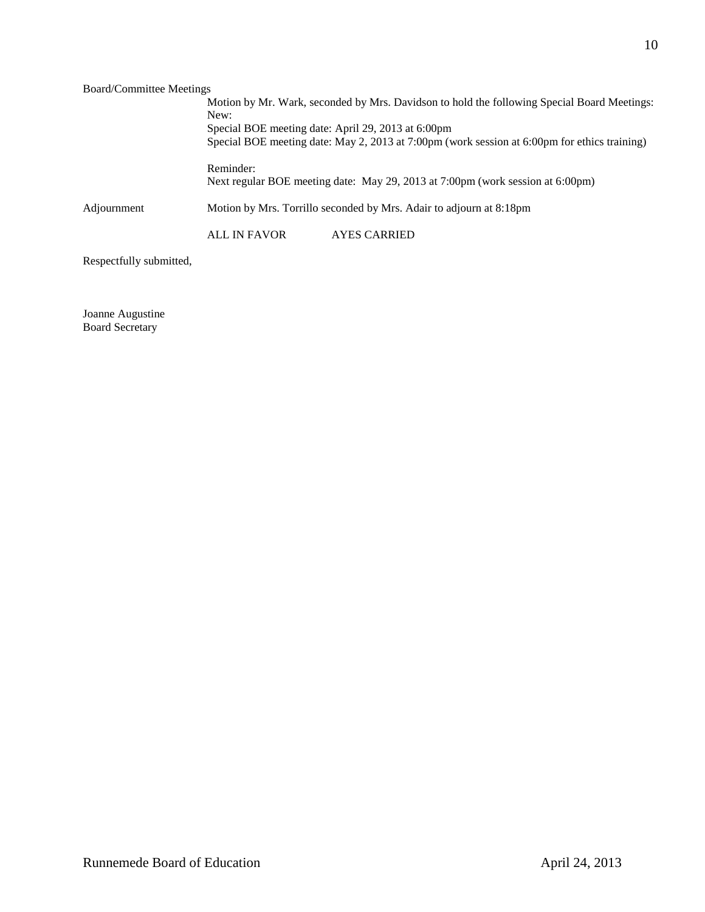Board/Committee Meetings

Motion by Mr. Wark, seconded by Mrs. Davidson to hold the following Special Board Meetings:
New:
Special BOE meeting date: April 29, 2013 at 6:00pm
Special BOE meeting date: May 2, 2013 at 7:00pm (work session at 6:00pm for ethics training)

Reminder:
Next regular BOE meeting date: May 29, 2013 at 7:00pm (work session at 6:00pm)

Adjournment

Motion by Mrs. Torrillo seconded by Mrs. Adair to adjourn at 8:18pm

ALL IN FAVOR AYES CARRIED

Respectfully submitted,

Joanne Augustine
Board Secretary